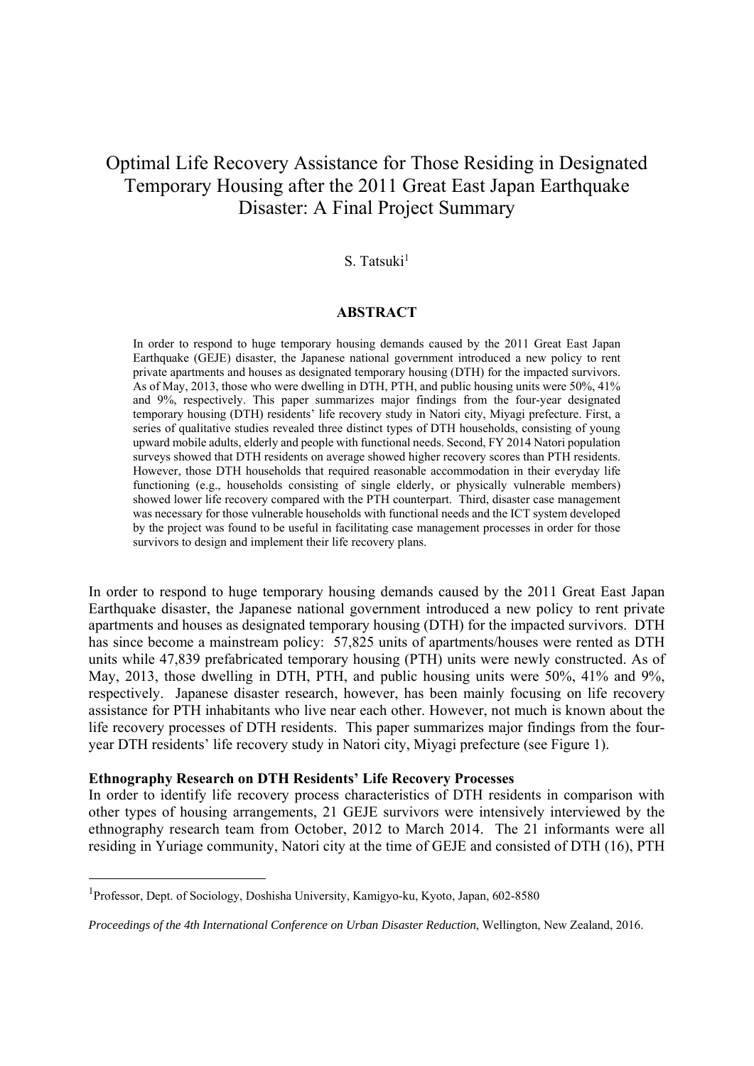# Optimal Life Recovery Assistance for Those Residing in Designated Temporary Housing after the 2011 Great East Japan Earthquake Disaster: A Final Project Summary

S. Tatsuki[1]

## ABSTRACT

In order to respond to huge temporary housing demands caused by the 2011 Great East Japan Earthquake (GEJE) disaster, the Japanese national government introduced a new policy to rent private apartments and houses as designated temporary housing (DTH) for the impacted survivors. As of May, 2013, those who were dwelling in DTH, PTH, and public housing units were 50%, 41% and 9%, respectively. This paper summarizes major findings from the four-year designated temporary housing (DTH) residents' life recovery study in Natori city, Miyagi prefecture. First, a series of qualitative studies revealed three distinct types of DTH households, consisting of young upward mobile adults, elderly and people with functional needs. Second, FY 2014 Natori population surveys showed that DTH residents on average showed higher recovery scores than PTH residents. However, those DTH households that required reasonable accommodation in their everyday life functioning (e.g., households consisting of single elderly, or physically vulnerable members) showed lower life recovery compared with the PTH counterpart. Third, disaster case management was necessary for those vulnerable households with functional needs and the ICT system developed by the project was found to be useful in facilitating case management processes in order for those survivors to design and implement their life recovery plans.

In order to respond to huge temporary housing demands caused by the 2011 Great East Japan Earthquake disaster, the Japanese national government introduced a new policy to rent private apartments and houses as designated temporary housing (DTH) for the impacted survivors. DTH has since become a mainstream policy: 57,825 units of apartments/houses were rented as DTH units while 47,839 prefabricated temporary housing (PTH) units were newly constructed. As of May, 2013, those dwelling in DTH, PTH, and public housing units were 50%, 41% and 9%, respectively. Japanese disaster research, however, has been mainly focusing on life recovery assistance for PTH inhabitants who live near each other. However, not much is known about the life recovery processes of DTH residents. This paper summarizes major findings from the four-year DTH residents' life recovery study in Natori city, Miyagi prefecture (see Figure 1).

### Ethnography Research on DTH Residents' Life Recovery Processes

In order to identify life recovery process characteristics of DTH residents in comparison with other types of housing arrangements, 21 GEJE survivors were intensively interviewed by the ethnography research team from October, 2012 to March 2014. The 21 informants were all residing in Yuriage community, Natori city at the time of GEJE and consisted of DTH (16), PTH

[1]Professor, Dept. of Sociology, Doshisha University, Kamigyo-ku, Kyoto, Japan, 602-8580

*Proceedings of the 4th International Conference on Urban Disaster Reduction*, Wellington, New Zealand, 2016.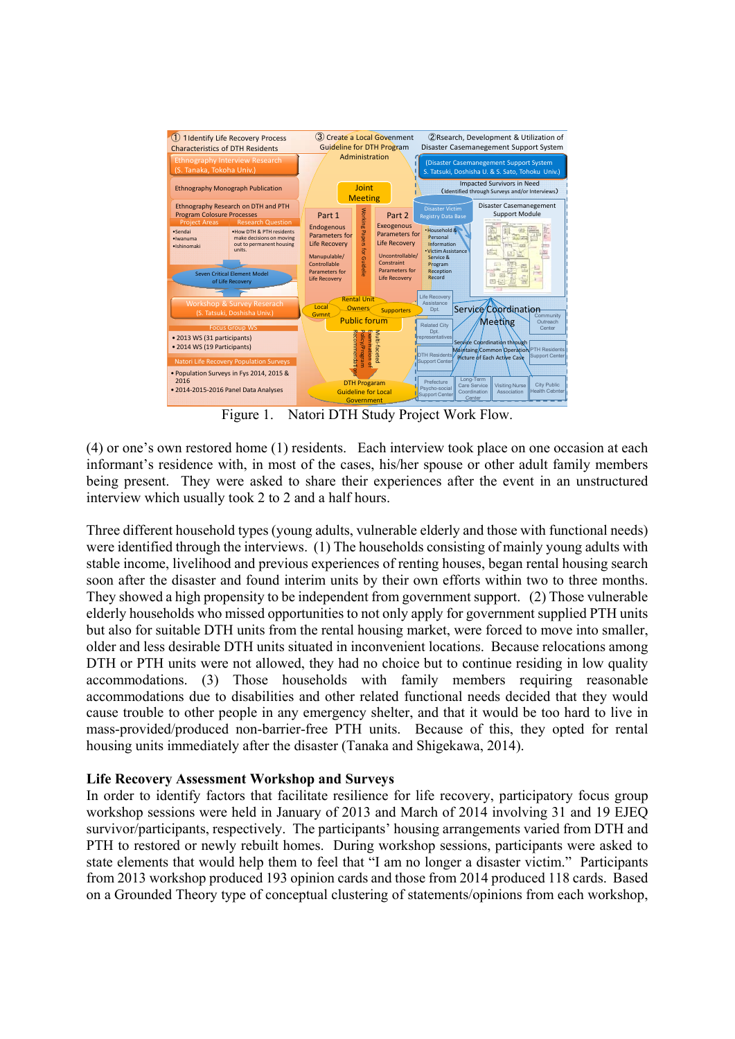Figure 1. Natori DTH Study Project Work Flow.

(4) or one's own restored home (1) residents. Each interview took place on one occasion at each informant's residence with, in most of the cases, his/her spouse or other adult family members being present. They were asked to share their experiences after the event in an unstructured interview which usually took 2 to 2 and a half hours.

Three different household types (young adults, vulnerable elderly and those with functional needs) were identified through the interviews. (1) The households consisting of mainly young adults with stable income, livelihood and previous experiences of renting houses, began rental housing search soon after the disaster and found interim units by their own efforts within two to three months. They showed a high propensity to be independent from government support. (2) Those vulnerable elderly households who missed opportunities to not only apply for government supplied PTH units but also for suitable DTH units from the rental housing market, were forced to move into smaller, older and less desirable DTH units situated in inconvenient locations. Because relocations among DTH or PTH units were not allowed, they had no choice but to continue residing in low quality accommodations. (3) Those households with family members requiring reasonable accommodations due to disabilities and other related functional needs decided that they would cause trouble to other people in any emergency shelter, and that it would be too hard to live in mass-provided/produced non-barrier-free PTH units. Because of this, they opted for rental housing units immediately after the disaster (Tanaka and Shigekawa, 2014).

**Life Recovery Assessment Workshop and Surveys**

In order to identify factors that facilitate resilience for life recovery, participatory focus group workshop sessions were held in January of 2013 and March of 2014 involving 31 and 19 EJEQ survivor/participants, respectively. The participants' housing arrangements varied from DTH and PTH to restored or newly rebuilt homes. During workshop sessions, participants were asked to state elements that would help them to feel that "I am no longer a disaster victim." Participants from 2013 workshop produced 193 opinion cards and those from 2014 produced 118 cards. Based on a Grounded Theory type of conceptual clustering of statements/opinions from each workshop,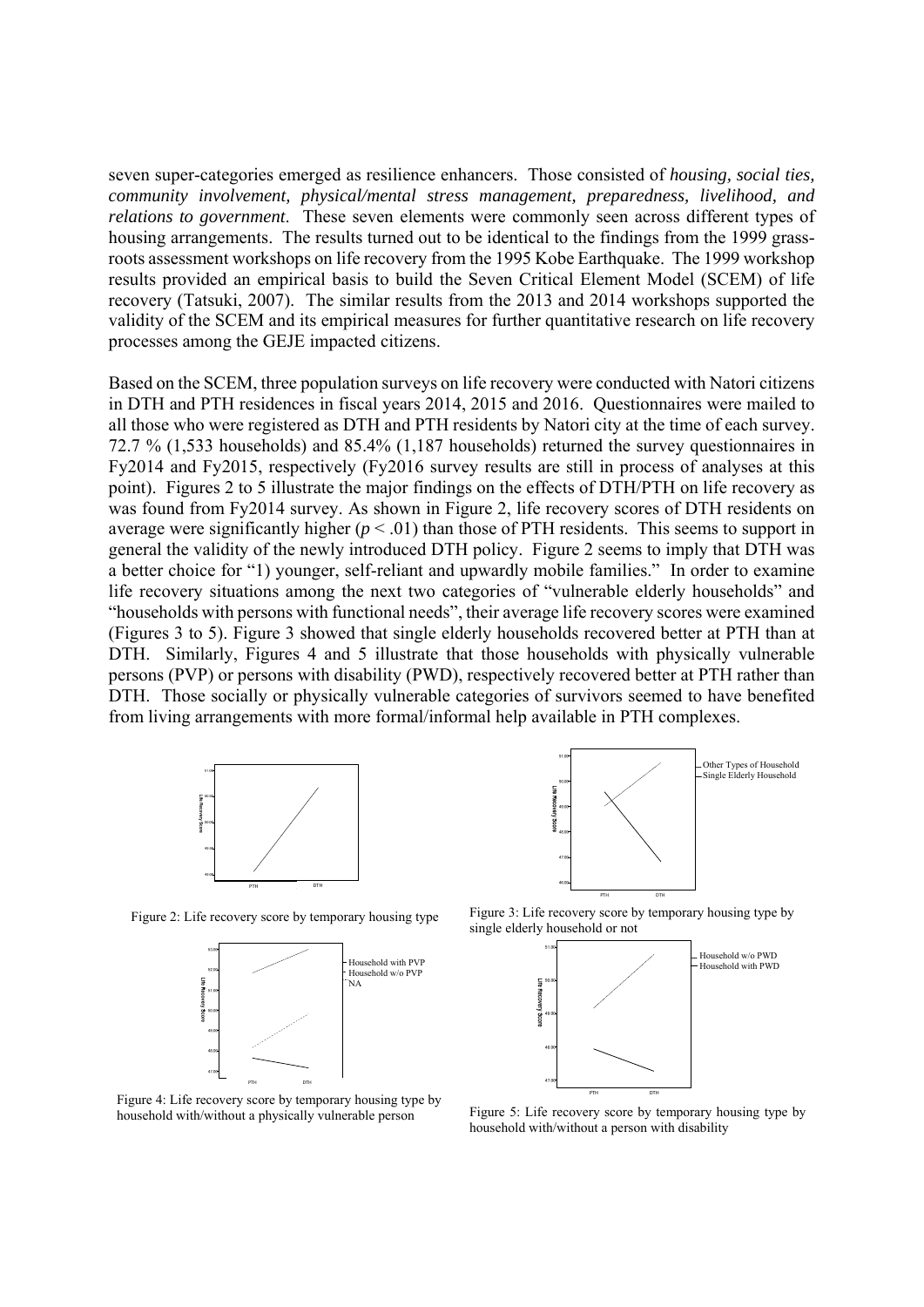seven super-categories emerged as resilience enhancers. Those consisted of *housing, social ties, community involvement, physical/mental stress management, preparedness, livelihood, and relations to government*. These seven elements were commonly seen across different types of housing arrangements. The results turned out to be identical to the findings from the 1999 grass-roots assessment workshops on life recovery from the 1995 Kobe Earthquake. The 1999 workshop results provided an empirical basis to build the Seven Critical Element Model (SCEM) of life recovery (Tatsuki, 2007). The similar results from the 2013 and 2014 workshops supported the validity of the SCEM and its empirical measures for further quantitative research on life recovery processes among the GEJE impacted citizens.

Based on the SCEM, three population surveys on life recovery were conducted with Natori citizens in DTH and PTH residences in fiscal years 2014, 2015 and 2016. Questionnaires were mailed to all those who were registered as DTH and PTH residents by Natori city at the time of each survey. 72.7 % (1,533 households) and 85.4% (1,187 households) returned the survey questionnaires in Fy2014 and Fy2015, respectively (Fy2016 survey results are still in process of analyses at this point). Figures 2 to 5 illustrate the major findings on the effects of DTH/PTH on life recovery as was found from Fy2014 survey. As shown in Figure 2, life recovery scores of DTH residents on average were significantly higher ($p < .01$) than those of PTH residents. This seems to support in general the validity of the newly introduced DTH policy. Figure 2 seems to imply that DTH was a better choice for "1) younger, self-reliant and upwardly mobile families." In order to examine life recovery situations among the next two categories of "vulnerable elderly households" and "households with persons with functional needs", their average life recovery scores were examined (Figures 3 to 5). Figure 3 showed that single elderly households recovered better at PTH than at DTH. Similarly, Figures 4 and 5 illustrate that those households with physically vulnerable persons (PVP) or persons with disability (PWD), respectively recovered better at PTH rather than DTH. Those socially or physically vulnerable categories of survivors seemed to have benefited from living arrangements with more formal/informal help available in PTH complexes.

Figure 2: Life recovery score by temporary housing type

Figure 3: Life recovery score by temporary housing type by single elderly household or not

Figure 4: Life recovery score by temporary housing type by household with/without a physically vulnerable person

Figure 5: Life recovery score by temporary housing type by household with/without a person with disability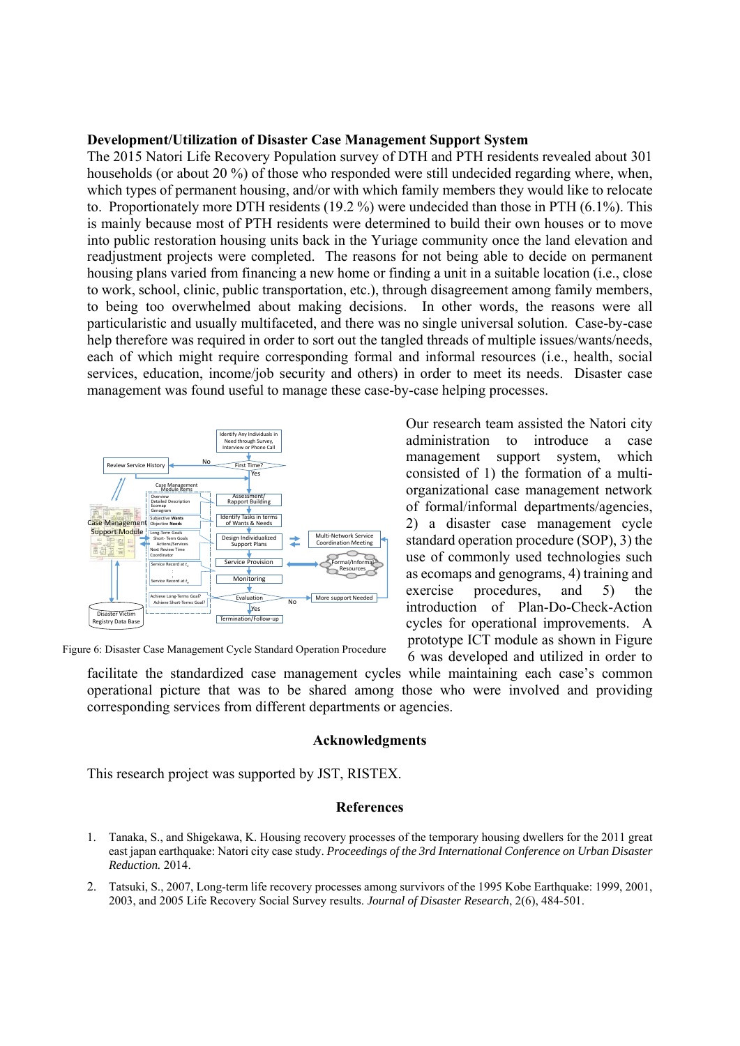**Development/Utilization of Disaster Case Management Support System**

The 2015 Natori Life Recovery Population survey of DTH and PTH residents revealed about 301 households (or about 20 %) of those who responded were still undecided regarding where, when, which types of permanent housing, and/or with which family members they would like to relocate to. Proportionately more DTH residents (19.2 %) were undecided than those in PTH (6.1%). This is mainly because most of PTH residents were determined to build their own houses or to move into public restoration housing units back in the Yuriage community once the land elevation and readjustment projects were completed. The reasons for not being able to decide on permanent housing plans varied from financing a new home or finding a unit in a suitable location (i.e., close to work, school, clinic, public transportation, etc.), through disagreement among family members, to being too overwhelmed about making decisions. In other words, the reasons were all particularistic and usually multifaceted, and there was no single universal solution. Case-by-case help therefore was required in order to sort out the tangled threads of multiple issues/wants/needs, each of which might require corresponding formal and informal resources (i.e., health, social services, education, income/job security and others) in order to meet its needs. Disaster case management was found useful to manage these case-by-case helping processes.

Identify Any Individuals in Need through Survey, Interview or Phone Call
Review Service History
No
First Time?
Yes
Case Management Module Items
Overview
Detailed Description
Ecomap
Genogram
Subjective Wants
Objective Needs
Long-Term Goals
Short- Term Goals
Actions/Services
Next Review Time
Coordinator
Service Record at $t_1$
Service Record at $t_n$
Achieve Long-Terms Goal?
Achieve Short-Terms Goal?
Case Management Support Module
Disaster Victim Registry Data Base
Assessment/ Rapport Building
Identify Tasks in terms of Wants & Needs
Design Individualized Support Plans
Multi-Network Service Coordination Meeting
Service Provision
Formal/Informal Resources
Monitoring
Evaluation
No
More support Needed
Yes
Termination/Follow-up

Figure 6: Disaster Case Management Cycle Standard Operation Procedure

Our research team assisted the Natori city administration to introduce a case management support system, which consisted of 1) the formation of a multi-organizational case management network of formal/informal departments/agencies, 2) a disaster case management cycle standard operation procedure (SOP), 3) the use of commonly used technologies such as ecomaps and genograms, 4) training and exercise procedures, and 5) the introduction of Plan-Do-Check-Action cycles for operational improvements. A prototype ICT module as shown in Figure 6 was developed and utilized in order to facilitate the standardized case management cycles while maintaining each case's common operational picture that was to be shared among those who were involved and providing corresponding services from different departments or agencies.

## Acknowledgments

This research project was supported by JST, RISTEX.

## References

1. Tanaka, S., and Shigekawa, K. Housing recovery processes of the temporary housing dwellers for the 2011 great east japan earthquake: Natori city case study. *Proceedings of the 3rd International Conference on Urban Disaster Reduction.* 2014.
2. Tatsuki, S., 2007, Long-term life recovery processes among survivors of the 1995 Kobe Earthquake: 1999, 2001, 2003, and 2005 Life Recovery Social Survey results. *Journal of Disaster Research*, 2(6), 484-501.